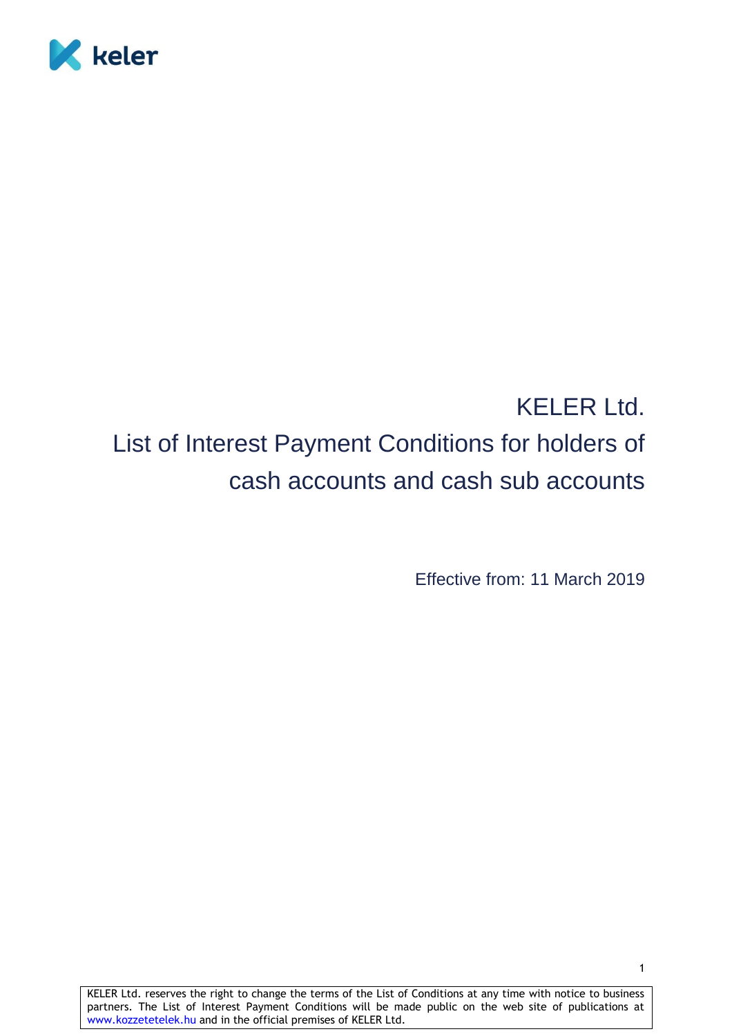# KELER Ltd.

# List of Interest Payment Conditions for holders of cash accounts and cash sub accounts

Effective from: 11 March 2019

KELER Ltd. reserves the right to change the terms of the List of Conditions at any time with notice to business partners. The List of Interest Payment Conditions will be made public on the web site of publications at www.kozzetetelek.hu and in the official premises of KELER Ltd.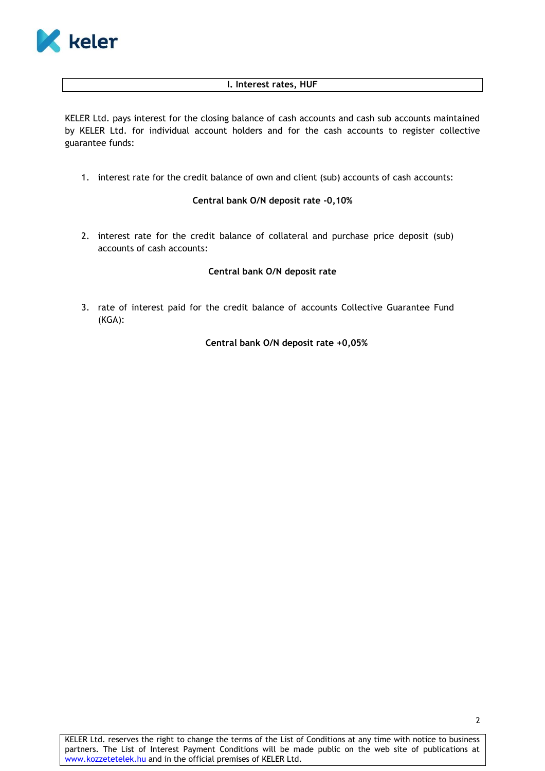## I. Interest rates, HUF

KELER Ltd. pays interest for the closing balance of cash accounts and cash sub accounts maintained by KELER Ltd. for individual account holders and for the cash accounts to register collective guarantee funds:

1. interest rate for the credit balance of own and client (sub) accounts of cash accounts:

   **Central bank O/N deposit rate -0,10%**

2. interest rate for the credit balance of collateral and purchase price deposit (sub) accounts of cash accounts:

   **Central bank O/N deposit rate**

3. rate of interest paid for the credit balance of accounts Collective Guarantee Fund (KGA):

   **Central bank O/N deposit rate +0,05%**

KELER Ltd. reserves the right to change the terms of the List of Conditions at any time with notice to business partners. The List of Interest Payment Conditions will be made public on the web site of publications at www.kozzetetelek.hu and in the official premises of KELER Ltd.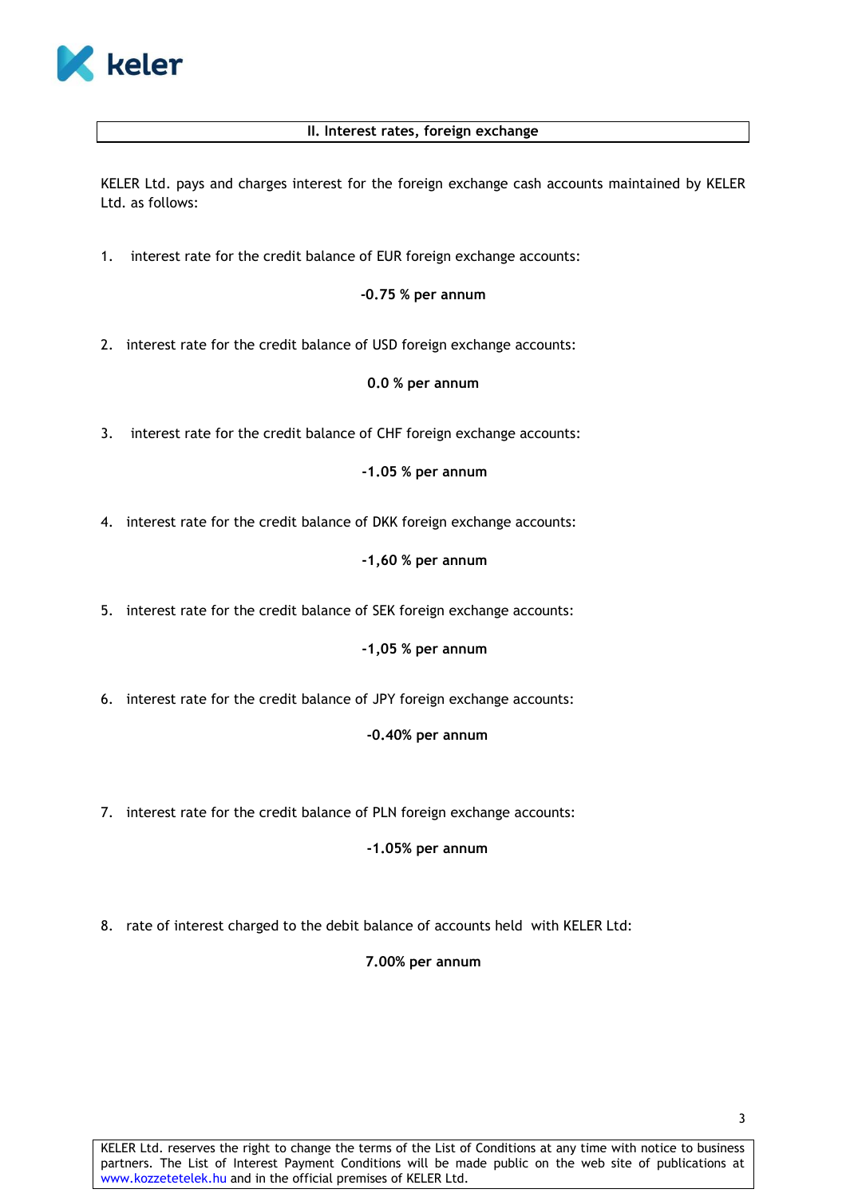## II. Interest rates, foreign exchange

KELER Ltd. pays and charges interest for the foreign exchange cash accounts maintained by KELER Ltd. as follows:

1. interest rate for the credit balance of EUR foreign exchange accounts:

   **-0.75 % per annum**

2. interest rate for the credit balance of USD foreign exchange accounts:

   **0.0 % per annum**

3. interest rate for the credit balance of CHF foreign exchange accounts:

   **-1.05 % per annum**

4. interest rate for the credit balance of DKK foreign exchange accounts:

   **-1,60 % per annum**

5. interest rate for the credit balance of SEK foreign exchange accounts:

   **-1,05 % per annum**

6. interest rate for the credit balance of JPY foreign exchange accounts:

   **-0.40% per annum**

7. interest rate for the credit balance of PLN foreign exchange accounts:

   **-1.05% per annum**

8. rate of interest charged to the debit balance of accounts held with KELER Ltd:

   **7.00% per annum**

KELER Ltd. reserves the right to change the terms of the List of Conditions at any time with notice to business partners. The List of Interest Payment Conditions will be made public on the web site of publications at www.kozzetetelek.hu and in the official premises of KELER Ltd.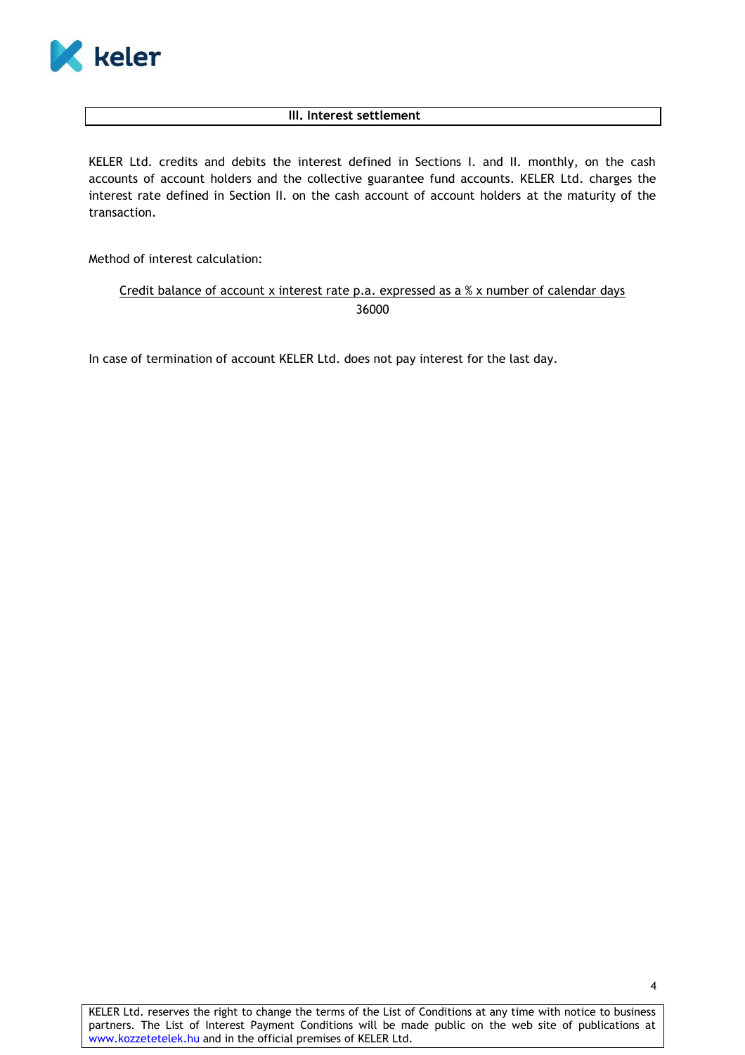## III. Interest settlement

KELER Ltd. credits and debits the interest defined in Sections I. and II. monthly, on the cash accounts of account holders and the collective guarantee fund accounts. KELER Ltd. charges the interest rate defined in Section II. on the cash account of account holders at the maturity of the transaction.

Method of interest calculation:

$$\frac{\text{Credit balance of account x interest rate p.a. expressed as a \% x number of calendar days}}{36000}$$

In case of termination of account KELER Ltd. does not pay interest for the last day.

KELER Ltd. reserves the right to change the terms of the List of Conditions at any time with notice to business partners. The List of Interest Payment Conditions will be made public on the web site of publications at www.kozzetetelek.hu and in the official premises of KELER Ltd.